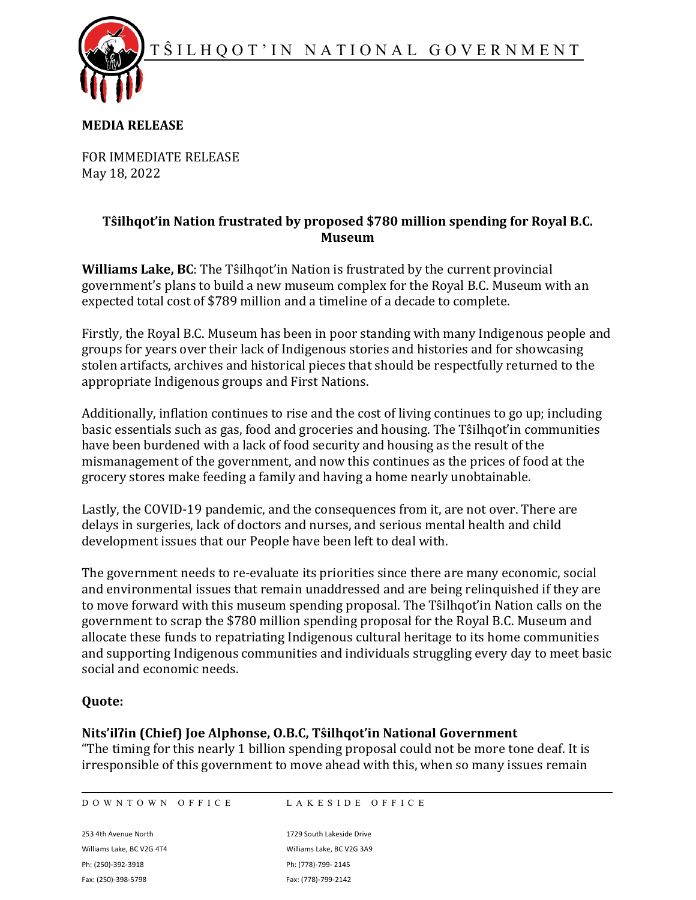TŜILHQOT'IN NATIONAL GOVERNMENT

**MEDIA RELEASE**

FOR IMMEDIATE RELEASE
May 18, 2022

**Tŝilhqot'in Nation frustrated by proposed $780 million spending for Royal B.C. Museum**

**Williams Lake, BC**: The Tŝilhqot'in Nation is frustrated by the current provincial government's plans to build a new museum complex for the Royal B.C. Museum with an expected total cost of $789 million and a timeline of a decade to complete.

Firstly, the Royal B.C. Museum has been in poor standing with many Indigenous people and groups for years over their lack of Indigenous stories and histories and for showcasing stolen artifacts, archives and historical pieces that should be respectfully returned to the appropriate Indigenous groups and First Nations.

Additionally, inflation continues to rise and the cost of living continues to go up; including basic essentials such as gas, food and groceries and housing. The Tŝilhqot'in communities have been burdened with a lack of food security and housing as the result of the mismanagement of the government, and now this continues as the prices of food at the grocery stores make feeding a family and having a home nearly unobtainable.

Lastly, the COVID-19 pandemic, and the consequences from it, are not over. There are delays in surgeries, lack of doctors and nurses, and serious mental health and child development issues that our People have been left to deal with.

The government needs to re-evaluate its priorities since there are many economic, social and environmental issues that remain unaddressed and are being relinquished if they are to move forward with this museum spending proposal. The Tŝilhqot'in Nation calls on the government to scrap the $780 million spending proposal for the Royal B.C. Museum and allocate these funds to repatriating Indigenous cultural heritage to its home communities and supporting Indigenous communities and individuals struggling every day to meet basic social and economic needs.

**Quote:**

**Nits'ilʔin (Chief) Joe Alphonse, O.B.C, Tŝilhqot'in National Government**
"The timing for this nearly 1 billion spending proposal could not be more tone deaf. It is irresponsible of this government to move ahead with this, when so many issues remain

DOWNTOWN OFFICE
253 4th Avenue North
Williams Lake, BC V2G 4T4
Ph: (250)-392-3918
Fax: (250)-398-5798

LAKESIDE OFFICE
1729 South Lakeside Drive
Williams Lake, BC V2G 3A9
Ph: (778)-799- 2145
Fax: (778)-799-2142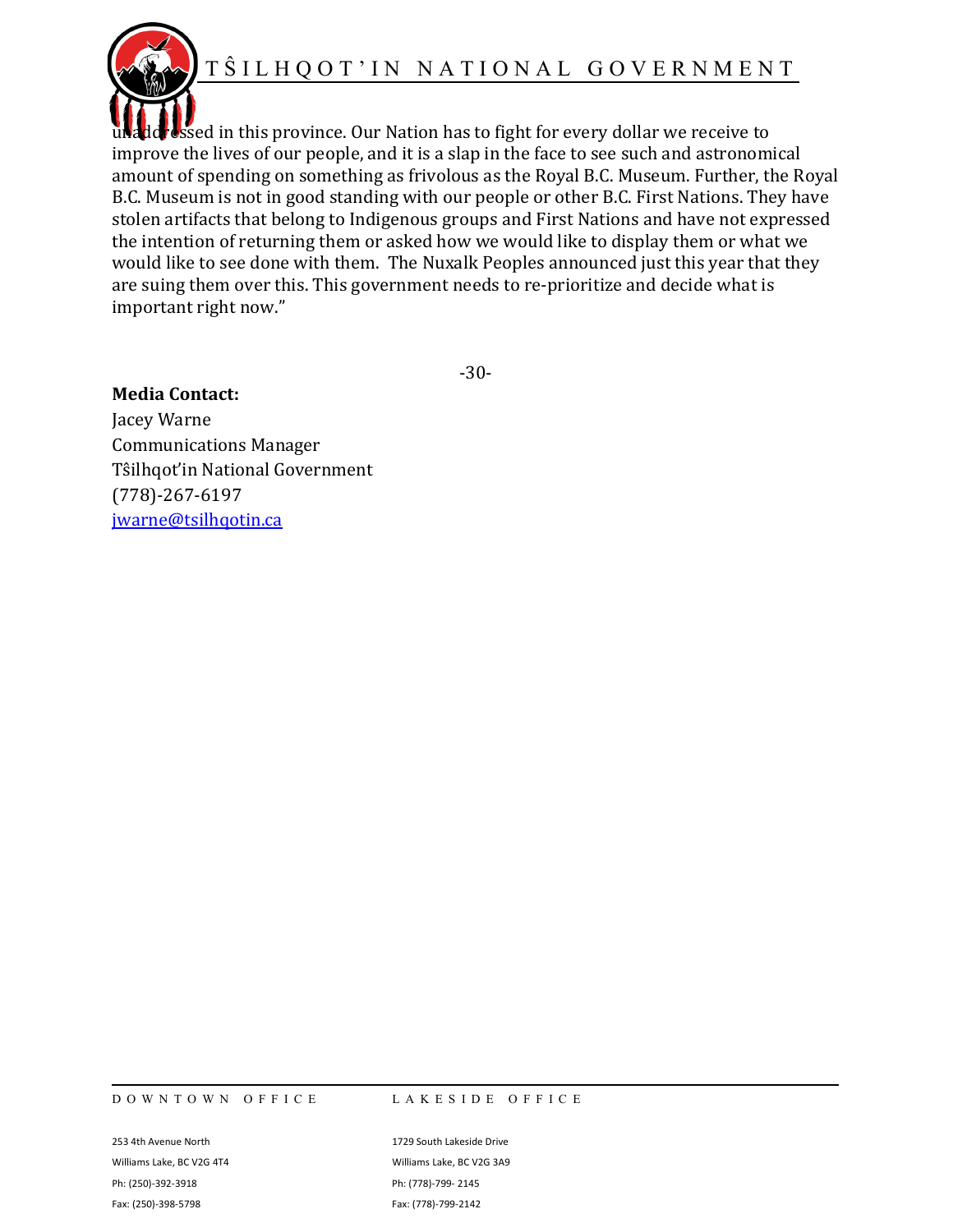unaddressed in this province. Our Nation has to fight for every dollar we receive to improve the lives of our people, and it is a slap in the face to see such and astronomical amount of spending on something as frivolous as the Royal B.C. Museum. Further, the Royal B.C. Museum is not in good standing with our people or other B.C. First Nations. They have stolen artifacts that belong to Indigenous groups and First Nations and have not expressed the intention of returning them or asked how we would like to display them or what we would like to see done with them. The Nuxalk Peoples announced just this year that they are suing them over this. This government needs to re-prioritize and decide what is important right now."

-30-

**Media Contact:**
Jacey Warne
Communications Manager
Tŝilhqot'in National Government
(778)-267-6197
jwarne@tsilhqotin.ca